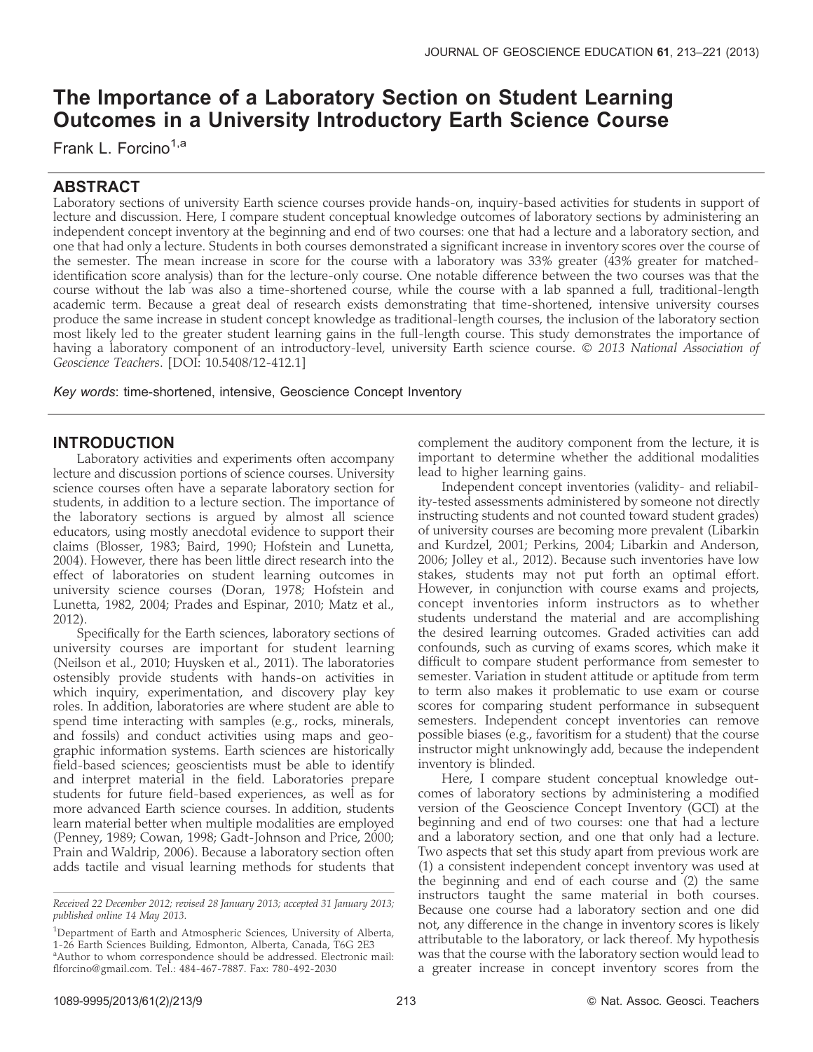# The Importance of a Laboratory Section on Student Learning Outcomes in a University Introductory Earth Science Course

Frank L. Forcino[1,a]

## ABSTRACT

Laboratory sections of university Earth science courses provide hands-on, inquiry-based activities for students in support of lecture and discussion. Here, I compare student conceptual knowledge outcomes of laboratory sections by administering an independent concept inventory at the beginning and end of two courses: one that had a lecture and a laboratory section, and one that had only a lecture. Students in both courses demonstrated a significant increase in inventory scores over the course of the semester. The mean increase in score for the course with a laboratory was 33% greater (43% greater for matched-identification score analysis) than for the lecture-only course. One notable difference between the two courses was that the course without the lab was also a time-shortened course, while the course with a lab spanned a full, traditional-length academic term. Because a great deal of research exists demonstrating that time-shortened, intensive university courses produce the same increase in student concept knowledge as traditional-length courses, the inclusion of the laboratory section most likely led to the greater student learning gains in the full-length course. This study demonstrates the importance of having a laboratory component of an introductory-level, university Earth science course. *© 2013 National Association of Geoscience Teachers.* [DOI: 10.5408/12-412.1]

*Key words*: time-shortened, intensive, Geoscience Concept Inventory

## INTRODUCTION

Laboratory activities and experiments often accompany lecture and discussion portions of science courses. University science courses often have a separate laboratory section for students, in addition to a lecture section. The importance of the laboratory sections is argued by almost all science educators, using mostly anecdotal evidence to support their claims (Blosser, 1983; Baird, 1990; Hofstein and Lunetta, 2004). However, there has been little direct research into the effect of laboratories on student learning outcomes in university science courses (Doran, 1978; Hofstein and Lunetta, 1982, 2004; Prades and Espinar, 2010; Matz et al., 2012).

Specifically for the Earth sciences, laboratory sections of university courses are important for student learning (Neilson et al., 2010; Huysken et al., 2011). The laboratories ostensibly provide students with hands-on activities in which inquiry, experimentation, and discovery play key roles. In addition, laboratories are where student are able to spend time interacting with samples (e.g., rocks, minerals, and fossils) and conduct activities using maps and geographic information systems. Earth sciences are historically field-based sciences; geoscientists must be able to identify and interpret material in the field. Laboratories prepare students for future field-based experiences, as well as for more advanced Earth science courses. In addition, students learn material better when multiple modalities are employed (Penney, 1989; Cowan, 1998; Gadt-Johnson and Price, 2000; Prain and Waldrip, 2006). Because a laboratory section often adds tactile and visual learning methods for students that complement the auditory component from the lecture, it is important to determine whether the additional modalities lead to higher learning gains.

Independent concept inventories (validity- and reliability-tested assessments administered by someone not directly instructing students and not counted toward student grades) of university courses are becoming more prevalent (Libarkin and Kurdzel, 2001; Perkins, 2004; Libarkin and Anderson, 2006; Jolley et al., 2012). Because such inventories have low stakes, students may not put forth an optimal effort. However, in conjunction with course exams and projects, concept inventories inform instructors as to whether students understand the material and are accomplishing the desired learning outcomes. Graded activities can add confounds, such as curving of exams scores, which make it difficult to compare student performance from semester to semester. Variation in student attitude or aptitude from term to term also makes it problematic to use exam or course scores for comparing student performance in subsequent semesters. Independent concept inventories can remove possible biases (e.g., favoritism for a student) that the course instructor might unknowingly add, because the independent inventory is blinded.

Here, I compare student conceptual knowledge outcomes of laboratory sections by administering a modified version of the Geoscience Concept Inventory (GCI) at the beginning and end of two courses: one that had a lecture and a laboratory section, and one that only had a lecture. Two aspects that set this study apart from previous work are (1) a consistent independent concept inventory was used at the beginning and end of each course and (2) the same instructors taught the same material in both courses. Because one course had a laboratory section and one did not, any difference in the change in inventory scores is likely attributable to the laboratory, or lack thereof. My hypothesis was that the course with the laboratory section would lead to a greater increase in concept inventory scores from the

*Received 22 December 2012; revised 28 January 2013; accepted 31 January 2013; published online 14 May 2013.*

[1]Department of Earth and Atmospheric Sciences, University of Alberta, 1-26 Earth Sciences Building, Edmonton, Alberta, Canada, T6G 2E3

[a]Author to whom correspondence should be addressed. Electronic mail: flforcino@gmail.com. Tel.: 484-467-7887. Fax: 780-492-2030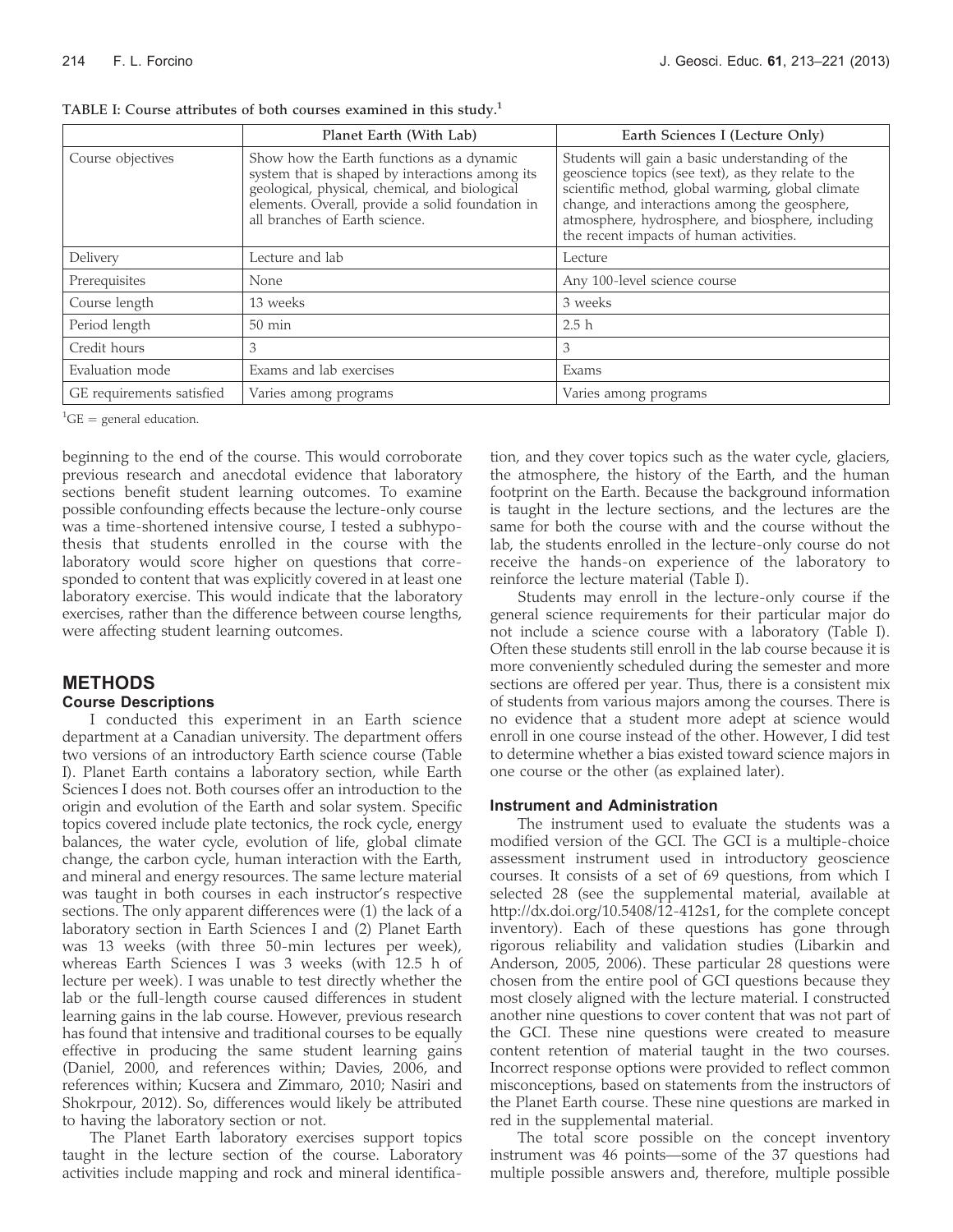TABLE I: Course attributes of both courses examined in this study.[1]

| | Planet Earth (With Lab) | Earth Sciences I (Lecture Only) |
|---|---|---|
| Course objectives | Show how the Earth functions as a dynamic system that is shaped by interactions among its geological, physical, chemical, and biological elements. Overall, provide a solid foundation in all branches of Earth science. | Students will gain a basic understanding of the geoscience topics (see text), as they relate to the scientific method, global warming, global climate change, and interactions among the geosphere, atmosphere, hydrosphere, and biosphere, including the recent impacts of human activities. |
| Delivery | Lecture and lab | Lecture |
| Prerequisites | None | Any 100-level science course |
| Course length | 13 weeks | 3 weeks |
| Period length | 50 min | 2.5 h |
| Credit hours | 3 | 3 |
| Evaluation mode | Exams and lab exercises | Exams |
| GE requirements satisfied | Varies among programs | Varies among programs |

[1]GE = general education.

beginning to the end of the course. This would corroborate previous research and anecdotal evidence that laboratory sections benefit student learning outcomes. To examine possible confounding effects because the lecture-only course was a time-shortened intensive course, I tested a subhypothesis that students enrolled in the course with the laboratory would score higher on questions that corresponded to content that was explicitly covered in at least one laboratory exercise. This would indicate that the laboratory exercises, rather than the difference between course lengths, were affecting student learning outcomes.

## METHODS

### Course Descriptions

I conducted this experiment in an Earth science department at a Canadian university. The department offers two versions of an introductory Earth science course (Table I). Planet Earth contains a laboratory section, while Earth Sciences I does not. Both courses offer an introduction to the origin and evolution of the Earth and solar system. Specific topics covered include plate tectonics, the rock cycle, energy balances, the water cycle, evolution of life, global climate change, the carbon cycle, human interaction with the Earth, and mineral and energy resources. The same lecture material was taught in both courses in each instructor's respective sections. The only apparent differences were (1) the lack of a laboratory section in Earth Sciences I and (2) Planet Earth was 13 weeks (with three 50-min lectures per week), whereas Earth Sciences I was 3 weeks (with 12.5 h of lecture per week). I was unable to test directly whether the lab or the full-length course caused differences in student learning gains in the lab course. However, previous research has found that intensive and traditional courses to be equally effective in producing the same student learning gains (Daniel, 2000, and references within; Davies, 2006, and references within; Kucsera and Zimmaro, 2010; Nasiri and Shokrpour, 2012). So, differences would likely be attributed to having the laboratory section or not.

The Planet Earth laboratory exercises support topics taught in the lecture section of the course. Laboratory activities include mapping and rock and mineral identification, and they cover topics such as the water cycle, glaciers, the atmosphere, the history of the Earth, and the human footprint on the Earth. Because the background information is taught in the lecture sections, and the lectures are the same for both the course with and the course without the lab, the students enrolled in the lecture-only course do not receive the hands-on experience of the laboratory to reinforce the lecture material (Table I).

Students may enroll in the lecture-only course if the general science requirements for their particular major do not include a science course with a laboratory (Table I). Often these students still enroll in the lab course because it is more conveniently scheduled during the semester and more sections are offered per year. Thus, there is a consistent mix of students from various majors among the courses. There is no evidence that a student more adept at science would enroll in one course instead of the other. However, I did test to determine whether a bias existed toward science majors in one course or the other (as explained later).

### Instrument and Administration

The instrument used to evaluate the students was a modified version of the GCI. The GCI is a multiple-choice assessment instrument used in introductory geoscience courses. It consists of a set of 69 questions, from which I selected 28 (see the supplemental material, available at http://dx.doi.org/10.5408/12-412s1, for the complete concept inventory). Each of these questions has gone through rigorous reliability and validation studies (Libarkin and Anderson, 2005, 2006). These particular 28 questions were chosen from the entire pool of GCI questions because they most closely aligned with the lecture material. I constructed another nine questions to cover content that was not part of the GCI. These nine questions were created to measure content retention of material taught in the two courses. Incorrect response options were provided to reflect common misconceptions, based on statements from the instructors of the Planet Earth course. These nine questions are marked in red in the supplemental material.

The total score possible on the concept inventory instrument was 46 points—some of the 37 questions had multiple possible answers and, therefore, multiple possible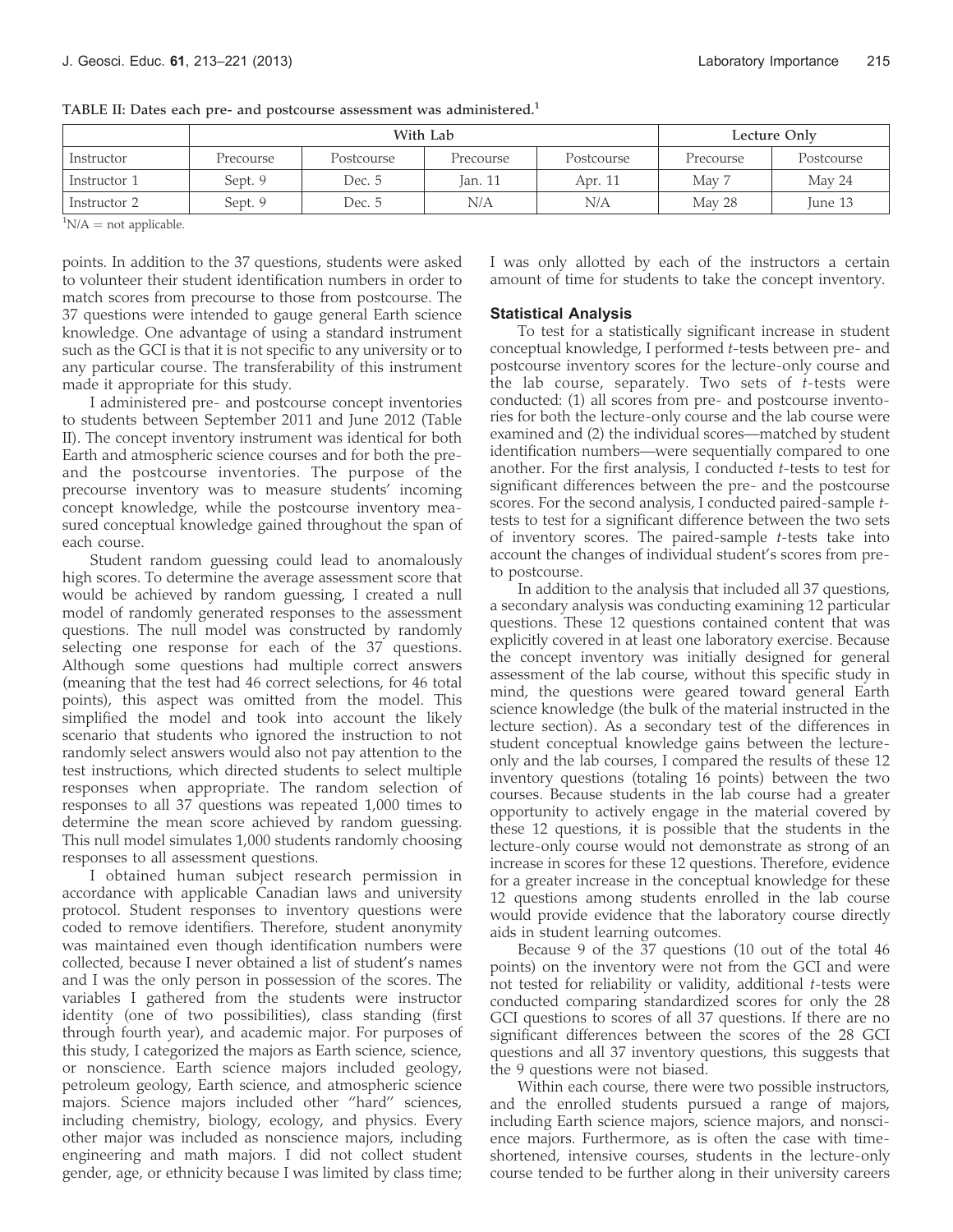TABLE II: Dates each pre- and postcourse assessment was administered.[1]

| | With Lab | | | | Lecture Only | |
|---|---|---|---|---|---|---|
| Instructor | Precourse | Postcourse | Precourse | Postcourse | Precourse | Postcourse |
| Instructor 1 | Sept. 9 | Dec. 5 | Jan. 11 | Apr. 11 | May 7 | May 24 |
| Instructor 2 | Sept. 9 | Dec. 5 | N/A | N/A | May 28 | June 13 |

[1]N/A = not applicable.

points. In addition to the 37 questions, students were asked to volunteer their student identification numbers in order to match scores from precourse to those from postcourse. The 37 questions were intended to gauge general Earth science knowledge. One advantage of using a standard instrument such as the GCI is that it is not specific to any university or to any particular course. The transferability of this instrument made it appropriate for this study.

I administered pre- and postcourse concept inventories to students between September 2011 and June 2012 (Table II). The concept inventory instrument was identical for both Earth and atmospheric science courses and for both the pre- and the postcourse inventories. The purpose of the precourse inventory was to measure students' incoming concept knowledge, while the postcourse inventory measured conceptual knowledge gained throughout the span of each course.

Student random guessing could lead to anomalously high scores. To determine the average assessment score that would be achieved by random guessing, I created a null model of randomly generated responses to the assessment questions. The null model was constructed by randomly selecting one response for each of the 37 questions. Although some questions had multiple correct answers (meaning that the test had 46 correct selections, for 46 total points), this aspect was omitted from the model. This simplified the model and took into account the likely scenario that students who ignored the instruction to not randomly select answers would also not pay attention to the test instructions, which directed students to select multiple responses when appropriate. The random selection of responses to all 37 questions was repeated 1,000 times to determine the mean score achieved by random guessing. This null model simulates 1,000 students randomly choosing responses to all assessment questions.

I obtained human subject research permission in accordance with applicable Canadian laws and university protocol. Student responses to inventory questions were coded to remove identifiers. Therefore, student anonymity was maintained even though identification numbers were collected, because I never obtained a list of student's names and I was the only person in possession of the scores. The variables I gathered from the students were instructor identity (one of two possibilities), class standing (first through fourth year), and academic major. For purposes of this study, I categorized the majors as Earth science, science, or nonscience. Earth science majors included geology, petroleum geology, Earth science, and atmospheric science majors. Science majors included other "hard" sciences, including chemistry, biology, ecology, and physics. Every other major was included as nonscience majors, including engineering and math majors. I did not collect student gender, age, or ethnicity because I was limited by class time; I was only allotted by each of the instructors a certain amount of time for students to take the concept inventory.

### Statistical Analysis

To test for a statistically significant increase in student conceptual knowledge, I performed *t*-tests between pre- and postcourse inventory scores for the lecture-only course and the lab course, separately. Two sets of *t*-tests were conducted: (1) all scores from pre- and postcourse inventories for both the lecture-only course and the lab course were examined and (2) the individual scores—matched by student identification numbers—were sequentially compared to one another. For the first analysis, I conducted *t*-tests to test for significant differences between the pre- and the postcourse scores. For the second analysis, I conducted paired-sample *t*-tests to test for a significant difference between the two sets of inventory scores. The paired-sample *t*-tests take into account the changes of individual student's scores from pre- to postcourse.

In addition to the analysis that included all 37 questions, a secondary analysis was conducting examining 12 particular questions. These 12 questions contained content that was explicitly covered in at least one laboratory exercise. Because the concept inventory was initially designed for general assessment of the lab course, without this specific study in mind, the questions were geared toward general Earth science knowledge (the bulk of the material instructed in the lecture section). As a secondary test of the differences in student conceptual knowledge gains between the lecture-only and the lab courses, I compared the results of these 12 inventory questions (totaling 16 points) between the two courses. Because students in the lab course had a greater opportunity to actively engage in the material covered by these 12 questions, it is possible that the students in the lecture-only course would not demonstrate as strong of an increase in scores for these 12 questions. Therefore, evidence for a greater increase in the conceptual knowledge for these 12 questions among students enrolled in the lab course would provide evidence that the laboratory course directly aids in student learning outcomes.

Because 9 of the 37 questions (10 out of the total 46 points) on the inventory were not from the GCI and were not tested for reliability or validity, additional *t*-tests were conducted comparing standardized scores for only the 28 GCI questions to scores of all 37 questions. If there are no significant differences between the scores of the 28 GCI questions and all 37 inventory questions, this suggests that the 9 questions were not biased.

Within each course, there were two possible instructors, and the enrolled students pursued a range of majors, including Earth science majors, science majors, and nonscience majors. Furthermore, as is often the case with time-shortened, intensive courses, students in the lecture-only course tended to be further along in their university careers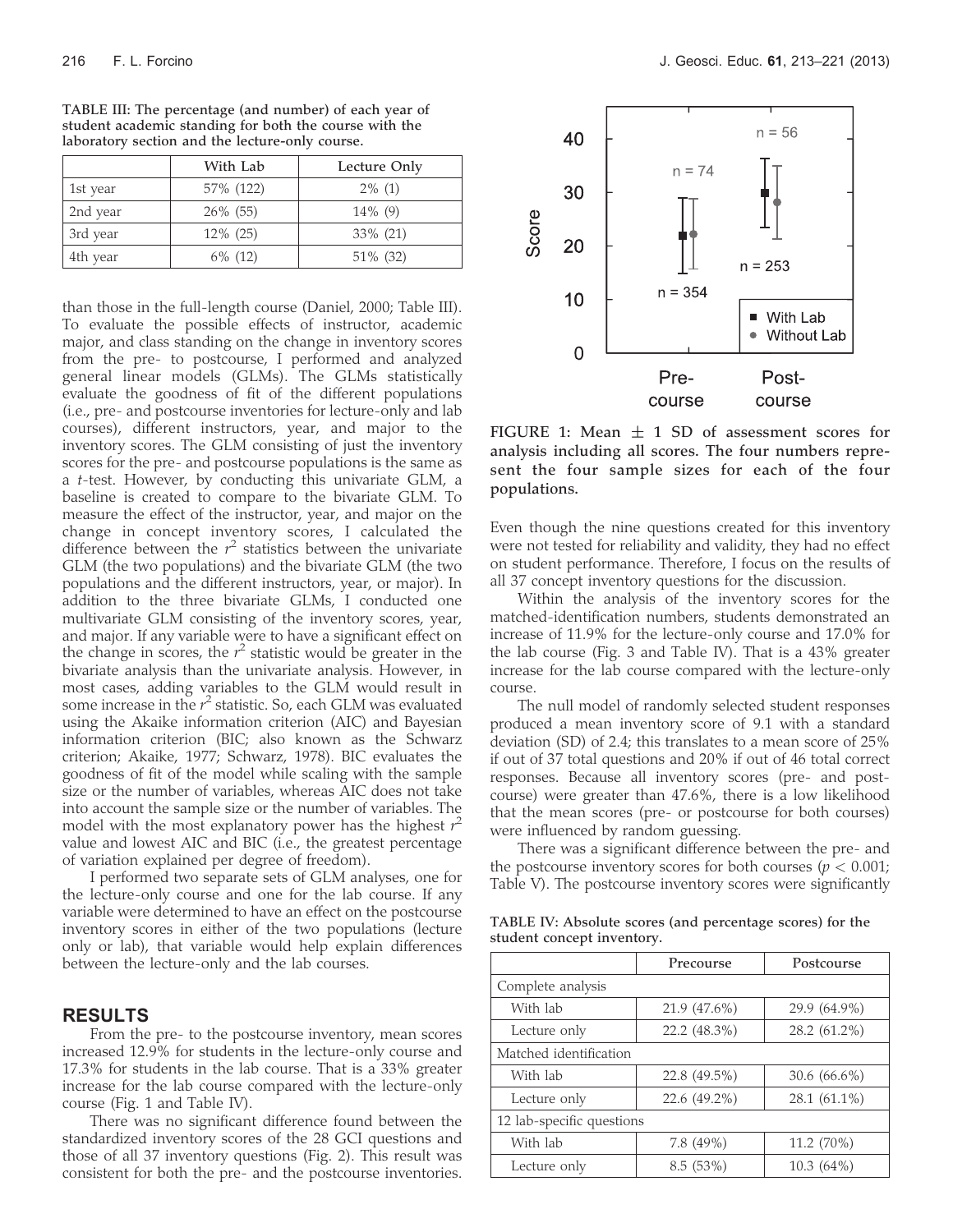TABLE III: The percentage (and number) of each year of student academic standing for both the course with the laboratory section and the lecture-only course.

| | With Lab | Lecture Only |
|---|---|---|
| 1st year | 57% (122) | 2% (1) |
| 2nd year | 26% (55) | 14% (9) |
| 3rd year | 12% (25) | 33% (21) |
| 4th year | 6% (12) | 51% (32) |

than those in the full-length course (Daniel, 2000; Table III). To evaluate the possible effects of instructor, academic major, and class standing on the change in inventory scores from the pre- to postcourse, I performed and analyzed general linear models (GLMs). The GLMs statistically evaluate the goodness of fit of the different populations (i.e., pre- and postcourse inventories for lecture-only and lab courses), different instructors, year, and major to the inventory scores. The GLM consisting of just the inventory scores for the pre- and postcourse populations is the same as a *t*-test. However, by conducting this univariate GLM, a baseline is created to compare to the bivariate GLM. To measure the effect of the instructor, year, and major on the change in concept inventory scores, I calculated the difference between the $r^2$ statistics between the univariate GLM (the two populations) and the bivariate GLM (the two populations and the different instructors, year, or major). In addition to the three bivariate GLMs, I conducted one multivariate GLM consisting of the inventory scores, year, and major. If any variable were to have a significant effect on the change in scores, the $r^2$ statistic would be greater in the bivariate analysis than the univariate analysis. However, in most cases, adding variables to the GLM would result in some increase in the $r^2$ statistic. So, each GLM was evaluated using the Akaike information criterion (AIC) and Bayesian information criterion (BIC; also known as the Schwarz criterion; Akaike, 1977; Schwarz, 1978). BIC evaluates the goodness of fit of the model while scaling with the sample size or the number of variables, whereas AIC does not take into account the sample size or the number of variables. The model with the most explanatory power has the highest $r^2$ value and lowest AIC and BIC (i.e., the greatest percentage of variation explained per degree of freedom).

I performed two separate sets of GLM analyses, one for the lecture-only course and one for the lab course. If any variable were determined to have an effect on the postcourse inventory scores in either of the two populations (lecture only or lab), that variable would help explain differences between the lecture-only and the lab courses.

## RESULTS

From the pre- to the postcourse inventory, mean scores increased 12.9% for students in the lecture-only course and 17.3% for students in the lab course. That is a 33% greater increase for the lab course compared with the lecture-only course (Fig. 1 and Table IV).

There was no significant difference found between the standardized inventory scores of the 28 GCI questions and those of all 37 inventory questions (Fig. 2). This result was consistent for both the pre- and the postcourse inventories.

FIGURE 1: Mean ± 1 SD of assessment scores for analysis including all scores. The four numbers represent the four sample sizes for each of the four populations.

Even though the nine questions created for this inventory were not tested for reliability and validity, they had no effect on student performance. Therefore, I focus on the results of all 37 concept inventory questions for the discussion.

Within the analysis of the inventory scores for the matched-identification numbers, students demonstrated an increase of 11.9% for the lecture-only course and 17.0% for the lab course (Fig. 3 and Table IV). That is a 43% greater increase for the lab course compared with the lecture-only course.

The null model of randomly selected student responses produced a mean inventory score of 9.1 with a standard deviation (SD) of 2.4; this translates to a mean score of 25% if out of 37 total questions and 20% if out of 46 total correct responses. Because all inventory scores (pre- and postcourse) were greater than 47.6%, there is a low likelihood that the mean scores (pre- or postcourse for both courses) were influenced by random guessing.

There was a significant difference between the pre- and the postcourse inventory scores for both courses ($p < 0.001$; Table V). The postcourse inventory scores were significantly

TABLE IV: Absolute scores (and percentage scores) for the student concept inventory.

| | Precourse | Postcourse |
|---|---|---|
| Complete analysis | | |
| With lab | 21.9 (47.6%) | 29.9 (64.9%) |
| Lecture only | 22.2 (48.3%) | 28.2 (61.2%) |
| Matched identification | | |
| With lab | 22.8 (49.5%) | 30.6 (66.6%) |
| Lecture only | 22.6 (49.2%) | 28.1 (61.1%) |
| 12 lab-specific questions | | |
| With lab | 7.8 (49%) | 11.2 (70%) |
| Lecture only | 8.5 (53%) | 10.3 (64%) |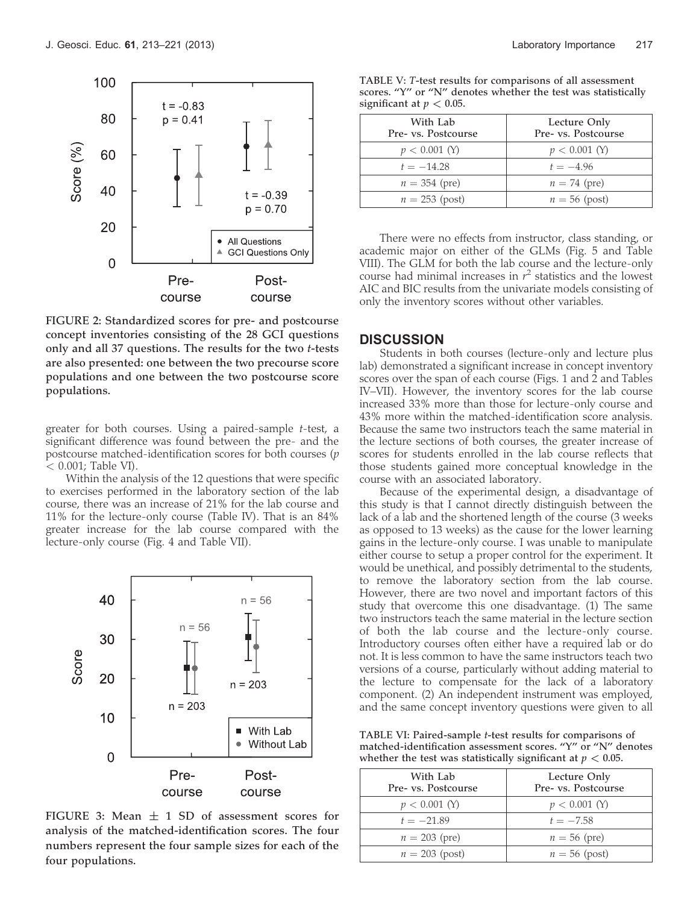FIGURE 2: Standardized scores for pre- and postcourse concept inventories consisting of the 28 GCI questions only and all 37 questions. The results for the two $t$-tests are also presented: one between the two precourse score populations and one between the two postcourse score populations.

greater for both courses. Using a paired-sample $t$-test, a significant difference was found between the pre- and the postcourse matched-identification scores for both courses ($p < 0.001$; Table VI).

Within the analysis of the 12 questions that were specific to exercises performed in the laboratory section of the lab course, there was an increase of 21% for the lab course and 11% for the lecture-only course (Table IV). That is an 84% greater increase for the lab course compared with the lecture-only course (Fig. 4 and Table VII).

FIGURE 3: Mean ± 1 SD of assessment scores for analysis of the matched-identification scores. The four numbers represent the four sample sizes for each of the four populations.

TABLE V: $T$-test results for comparisons of all assessment scores. "Y" or "N" denotes whether the test was statistically significant at $p < 0.05$.

| With Lab Pre- vs. Postcourse | Lecture Only Pre- vs. Postcourse |
|---|---|
| $p < 0.001$ (Y) | $p < 0.001$ (Y) |
| $t = -14.28$ | $t = -4.96$ |
| $n = 354$ (pre) | $n = 74$ (pre) |
| $n = 253$ (post) | $n = 56$ (post) |

There were no effects from instructor, class standing, or academic major on either of the GLMs (Fig. 5 and Table VIII). The GLM for both the lab course and the lecture-only course had minimal increases in $r^2$ statistics and the lowest AIC and BIC results from the univariate models consisting of only the inventory scores without other variables.

## DISCUSSION

Students in both courses (lecture-only and lecture plus lab) demonstrated a significant increase in concept inventory scores over the span of each course (Figs. 1 and 2 and Tables IV–VII). However, the inventory scores for the lab course increased 33% more than those for lecture-only course and 43% more within the matched-identification score analysis. Because the same two instructors teach the same material in the lecture sections of both courses, the greater increase of scores for students enrolled in the lab course reflects that those students gained more conceptual knowledge in the course with an associated laboratory.

Because of the experimental design, a disadvantage of this study is that I cannot directly distinguish between the lack of a lab and the shortened length of the course (3 weeks as opposed to 13 weeks) as the cause for the lower learning gains in the lecture-only course. I was unable to manipulate either course to setup a proper control for the experiment. It would be unethical, and possibly detrimental to the students, to remove the laboratory section from the lab course. However, there are two novel and important factors of this study that overcome this one disadvantage. (1) The same two instructors teach the same material in the lecture section of both the lab course and the lecture-only course. Introductory courses often either have a required lab or do not. It is less common to have the same instructors teach two versions of a course, particularly without adding material to the lecture to compensate for the lack of a laboratory component. (2) An independent instrument was employed, and the same concept inventory questions were given to all

TABLE VI: Paired-sample $t$-test results for comparisons of matched-identification assessment scores. "Y" or "N" denotes whether the test was statistically significant at $p < 0.05$.

| With Lab Pre- vs. Postcourse | Lecture Only Pre- vs. Postcourse |
|---|---|
| $p < 0.001$ (Y) | $p < 0.001$ (Y) |
| $t = -21.89$ | $t = -7.58$ |
| $n = 203$ (pre) | $n = 56$ (pre) |
| $n = 203$ (post) | $n = 56$ (post) |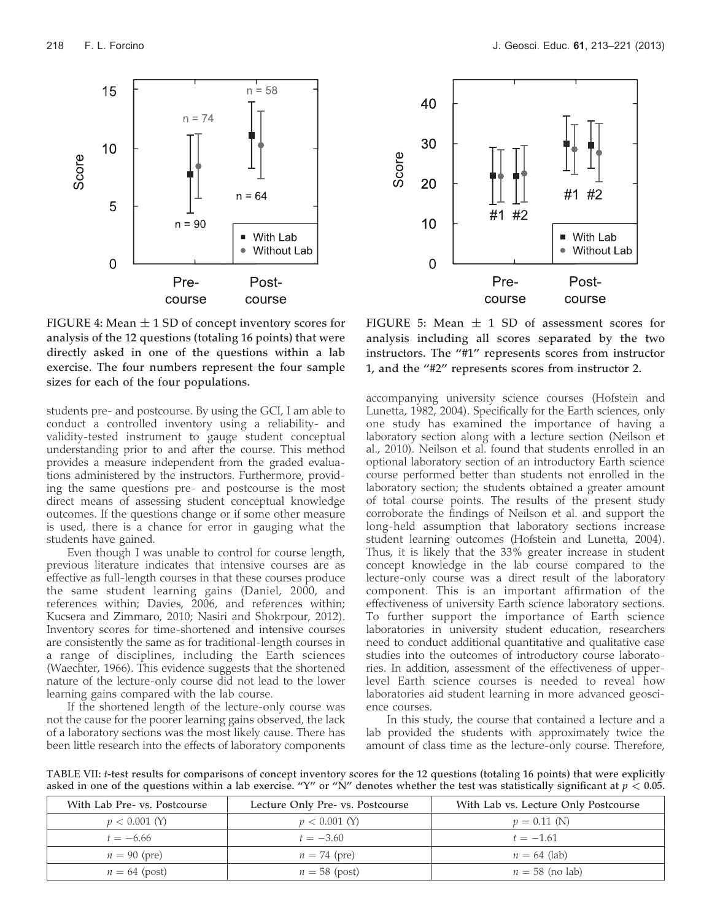FIGURE 4: Mean ± 1 SD of concept inventory scores for analysis of the 12 questions (totaling 16 points) that were directly asked in one of the questions within a lab exercise. The four numbers represent the four sample sizes for each of the four populations.

FIGURE 5: Mean ± 1 SD of assessment scores for analysis including all scores separated by the two instructors. The "#1" represents scores from instructor 1, and the "#2" represents scores from instructor 2.

students pre- and postcourse. By using the GCI, I am able to conduct a controlled inventory using a reliability- and validity-tested instrument to gauge student conceptual understanding prior to and after the course. This method provides a measure independent from the graded evaluations administered by the instructors. Furthermore, providing the same questions pre- and postcourse is the most direct means of assessing student conceptual knowledge outcomes. If the questions change or if some other measure is used, there is a chance for error in gauging what the students have gained.

Even though I was unable to control for course length, previous literature indicates that intensive courses are as effective as full-length courses in that these courses produce the same student learning gains (Daniel, 2000, and references within; Davies, 2006, and references within; Kucsera and Zimmaro, 2010; Nasiri and Shokrpour, 2012). Inventory scores for time-shortened and intensive courses are consistently the same as for traditional-length courses in a range of disciplines, including the Earth sciences (Waechter, 1966). This evidence suggests that the shortened nature of the lecture-only course did not lead to the lower learning gains compared with the lab course.

If the shortened length of the lecture-only course was not the cause for the poorer learning gains observed, the lack of a laboratory sections was the most likely cause. There has been little research into the effects of laboratory components accompanying university science courses (Hofstein and Lunetta, 1982, 2004). Specifically for the Earth sciences, only one study has examined the importance of having a laboratory section along with a lecture section (Neilson et al., 2010). Neilson et al. found that students enrolled in an optional laboratory section of an introductory Earth science course performed better than students not enrolled in the laboratory section; the students obtained a greater amount of total course points. The results of the present study corroborate the findings of Neilson et al. and support the long-held assumption that laboratory sections increase student learning outcomes (Hofstein and Lunetta, 2004). Thus, it is likely that the 33% greater increase in student concept knowledge in the lab course compared to the lecture-only course was a direct result of the laboratory component. This is an important affirmation of the effectiveness of university Earth science laboratory sections. To further support the importance of Earth science laboratories in university student education, researchers need to conduct additional quantitative and qualitative case studies into the outcomes of introductory course laboratories. In addition, assessment of the effectiveness of upper-level Earth science courses is needed to reveal how laboratories aid student learning in more advanced geoscience courses.

In this study, the course that contained a lecture and a lab provided the students with approximately twice the amount of class time as the lecture-only course. Therefore,

TABLE VII: *t*-test results for comparisons of concept inventory scores for the 12 questions (totaling 16 points) that were explicitly asked in one of the questions within a lab exercise. "Y" or "N" denotes whether the test was statistically significant at $p < 0.05$.

| With Lab Pre- vs. Postcourse | Lecture Only Pre- vs. Postcourse | With Lab vs. Lecture Only Postcourse |
|---|---|---|
| $p < 0.001$ (Y) | $p < 0.001$ (Y) | $p = 0.11$ (N) |
| $t = -6.66$ | $t = -3.60$ | $t = -1.61$ |
| $n = 90$ (pre) | $n = 74$ (pre) | $n = 64$ (lab) |
| $n = 64$ (post) | $n = 58$ (post) | $n = 58$ (no lab) |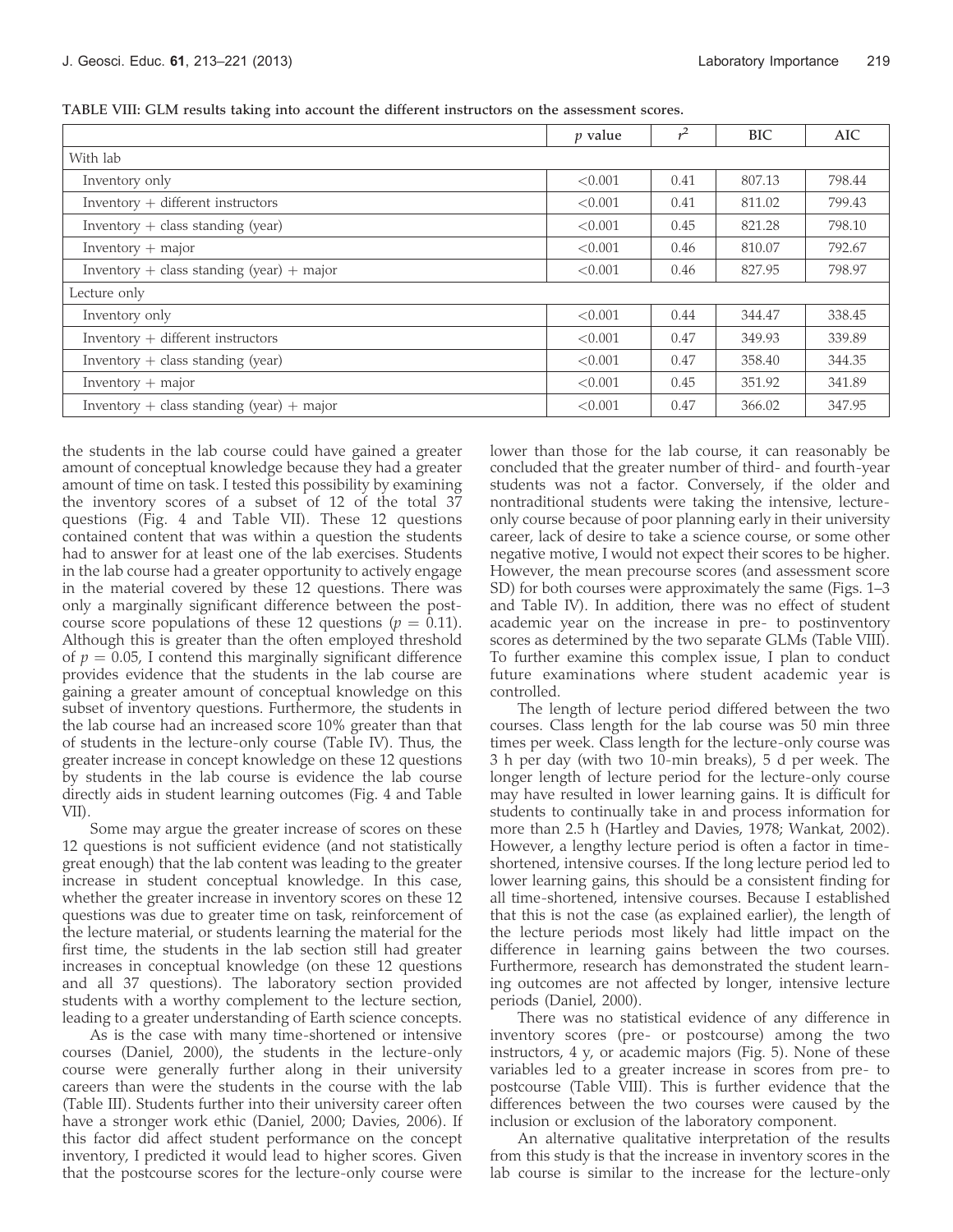TABLE VIII: GLM results taking into account the different instructors on the assessment scores.

| | $p$ value | $r^2$ | BIC | AIC |
|---|---|---|---|---|
| With lab | | | | |
| Inventory only | <0.001 | 0.41 | 807.13 | 798.44 |
| Inventory + different instructors | <0.001 | 0.41 | 811.02 | 799.43 |
| Inventory + class standing (year) | <0.001 | 0.45 | 821.28 | 798.10 |
| Inventory + major | <0.001 | 0.46 | 810.07 | 792.67 |
| Inventory + class standing (year) + major | <0.001 | 0.46 | 827.95 | 798.97 |
| Lecture only | | | | |
| Inventory only | <0.001 | 0.44 | 344.47 | 338.45 |
| Inventory + different instructors | <0.001 | 0.47 | 349.93 | 339.89 |
| Inventory + class standing (year) | <0.001 | 0.47 | 358.40 | 344.35 |
| Inventory + major | <0.001 | 0.45 | 351.92 | 341.89 |
| Inventory + class standing (year) + major | <0.001 | 0.47 | 366.02 | 347.95 |

the students in the lab course could have gained a greater amount of conceptual knowledge because they had a greater amount of time on task. I tested this possibility by examining the inventory scores of a subset of 12 of the total 37 questions (Fig. 4 and Table VII). These 12 questions contained content that was within a question the students had to answer for at least one of the lab exercises. Students in the lab course had a greater opportunity to actively engage in the material covered by these 12 questions. There was only a marginally significant difference between the postcourse score populations of these 12 questions ($p = 0.11$). Although this is greater than the often employed threshold of $p = 0.05$, I contend this marginally significant difference provides evidence that the students in the lab course are gaining a greater amount of conceptual knowledge on this subset of inventory questions. Furthermore, the students in the lab course had an increased score 10% greater than that of students in the lecture-only course (Table IV). Thus, the greater increase in concept knowledge on these 12 questions by students in the lab course is evidence the lab course directly aids in student learning outcomes (Fig. 4 and Table VII).

Some may argue the greater increase of scores on these 12 questions is not sufficient evidence (and not statistically great enough) that the lab content was leading to the greater increase in student conceptual knowledge. In this case, whether the greater increase in inventory scores on these 12 questions was due to greater time on task, reinforcement of the lecture material, or students learning the material for the first time, the students in the lab section still had greater increases in conceptual knowledge (on these 12 questions and all 37 questions). The laboratory section provided students with a worthy complement to the lecture section, leading to a greater understanding of Earth science concepts.

As is the case with many time-shortened or intensive courses (Daniel, 2000), the students in the lecture-only course were generally further along in their university careers than were the students in the course with the lab (Table III). Students further into their university career often have a stronger work ethic (Daniel, 2000; Davies, 2006). If this factor did affect student performance on the concept inventory, I predicted it would lead to higher scores. Given that the postcourse scores for the lecture-only course were lower than those for the lab course, it can reasonably be concluded that the greater number of third- and fourth-year students was not a factor. Conversely, if the older and nontraditional students were taking the intensive, lecture-only course because of poor planning early in their university career, lack of desire to take a science course, or some other negative motive, I would not expect their scores to be higher. However, the mean precourse scores (and assessment score SD) for both courses were approximately the same (Figs. 1–3 and Table IV). In addition, there was no effect of student academic year on the increase in pre- to postinventory scores as determined by the two separate GLMs (Table VIII). To further examine this complex issue, I plan to conduct future examinations where student academic year is controlled.

The length of lecture period differed between the two courses. Class length for the lab course was 50 min three times per week. Class length for the lecture-only course was 3 h per day (with two 10-min breaks), 5 d per week. The longer length of lecture period for the lecture-only course may have resulted in lower learning gains. It is difficult for students to continually take in and process information for more than 2.5 h (Hartley and Davies, 1978; Wankat, 2002). However, a lengthy lecture period is often a factor in time-shortened, intensive courses. If the long lecture period led to lower learning gains, this should be a consistent finding for all time-shortened, intensive courses. Because I established that this is not the case (as explained earlier), the length of the lecture periods most likely had little impact on the difference in learning gains between the two courses. Furthermore, research has demonstrated the student learning outcomes are not affected by longer, intensive lecture periods (Daniel, 2000).

There was no statistical evidence of any difference in inventory scores (pre- or postcourse) among the two instructors, 4 y, or academic majors (Fig. 5). None of these variables led to a greater increase in scores from pre- to postcourse (Table VIII). This is further evidence that the differences between the two courses were caused by the inclusion or exclusion of the laboratory component.

An alternative qualitative interpretation of the results from this study is that the increase in inventory scores in the lab course is similar to the increase for the lecture-only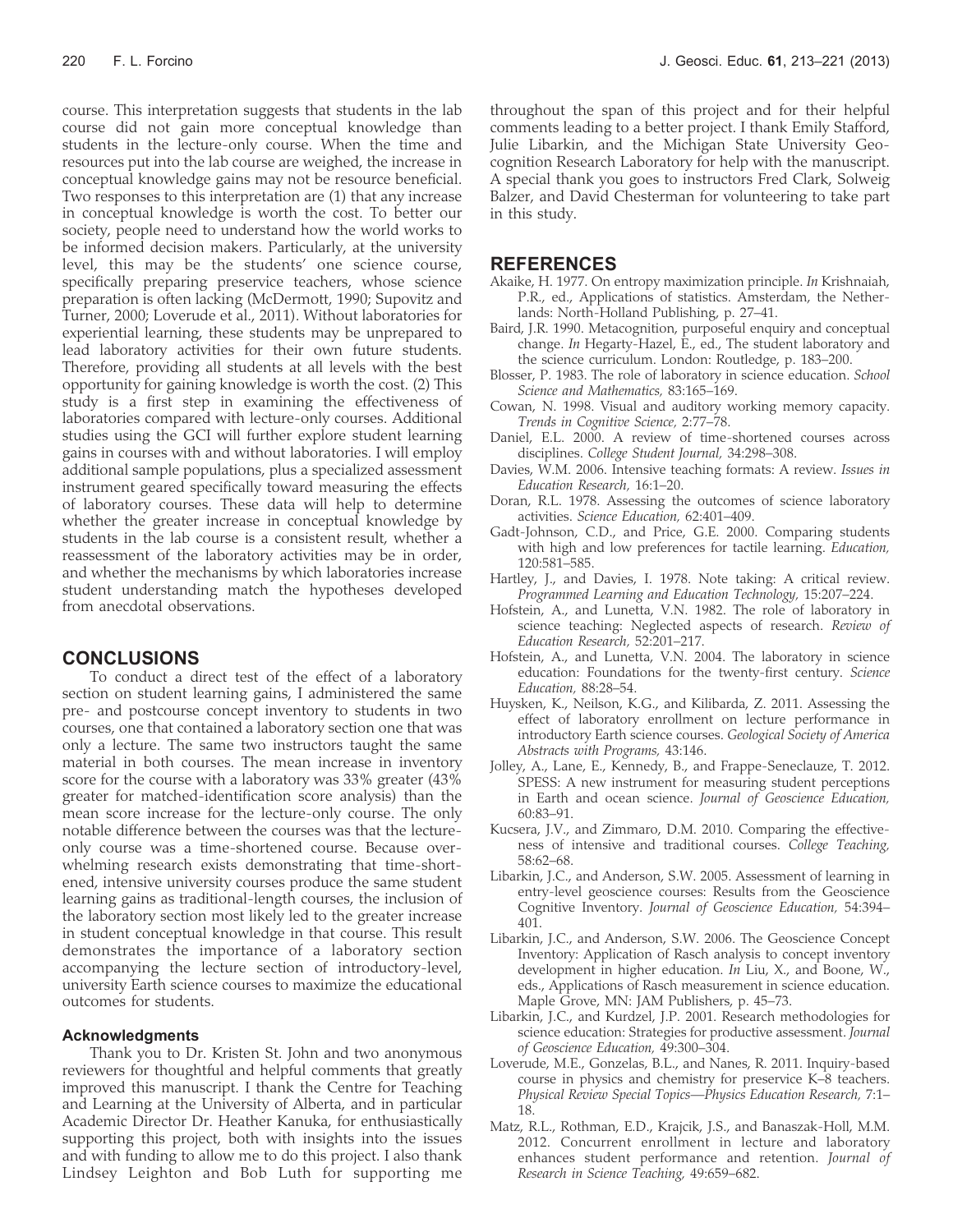course. This interpretation suggests that students in the lab course did not gain more conceptual knowledge than students in the lecture-only course. When the time and resources put into the lab course are weighed, the increase in conceptual knowledge gains may not be resource beneficial. Two responses to this interpretation are (1) that any increase in conceptual knowledge is worth the cost. To better our society, people need to understand how the world works to be informed decision makers. Particularly, at the university level, this may be the students' one science course, specifically preparing preservice teachers, whose science preparation is often lacking (McDermott, 1990; Supovitz and Turner, 2000; Loverude et al., 2011). Without laboratories for experiential learning, these students may be unprepared to lead laboratory activities for their own future students. Therefore, providing all students at all levels with the best opportunity for gaining knowledge is worth the cost. (2) This study is a first step in examining the effectiveness of laboratories compared with lecture-only courses. Additional studies using the GCI will further explore student learning gains in courses with and without laboratories. I will employ additional sample populations, plus a specialized assessment instrument geared specifically toward measuring the effects of laboratory courses. These data will help to determine whether the greater increase in conceptual knowledge by students in the lab course is a consistent result, whether a reassessment of the laboratory activities may be in order, and whether the mechanisms by which laboratories increase student understanding match the hypotheses developed from anecdotal observations.

## CONCLUSIONS

To conduct a direct test of the effect of a laboratory section on student learning gains, I administered the same pre- and postcourse concept inventory to students in two courses, one that contained a laboratory section one that was only a lecture. The same two instructors taught the same material in both courses. The mean increase in inventory score for the course with a laboratory was 33% greater (43% greater for matched-identification score analysis) than the mean score increase for the lecture-only course. The only notable difference between the courses was that the lecture-only course was a time-shortened course. Because overwhelming research exists demonstrating that time-shortened, intensive university courses produce the same student learning gains as traditional-length courses, the inclusion of the laboratory section most likely led to the greater increase in student conceptual knowledge in that course. This result demonstrates the importance of a laboratory section accompanying the lecture section of introductory-level, university Earth science courses to maximize the educational outcomes for students.

### Acknowledgments

Thank you to Dr. Kristen St. John and two anonymous reviewers for thoughtful and helpful comments that greatly improved this manuscript. I thank the Centre for Teaching and Learning at the University of Alberta, and in particular Academic Director Dr. Heather Kanuka, for enthusiastically supporting this project, both with insights into the issues and with funding to allow me to do this project. I also thank Lindsey Leighton and Bob Luth for supporting me throughout the span of this project and for their helpful comments leading to a better project. I thank Emily Stafford, Julie Libarkin, and the Michigan State University Geocognition Research Laboratory for help with the manuscript. A special thank you goes to instructors Fred Clark, Solweig Balzer, and David Chesterman for volunteering to take part in this study.

## REFERENCES

Akaike, H. 1977. On entropy maximization principle. *In* Krishnaiah, P.R., ed., Applications of statistics. Amsterdam, the Netherlands: North-Holland Publishing, p. 27–41.

Baird, J.R. 1990. Metacognition, purposeful enquiry and conceptual change. *In* Hegarty-Hazel, E., ed., The student laboratory and the science curriculum. London: Routledge, p. 183–200.

Blosser, P. 1983. The role of laboratory in science education. *School Science and Mathematics,* 83:165–169.

Cowan, N. 1998. Visual and auditory working memory capacity. *Trends in Cognitive Science,* 2:77–78.

Daniel, E.L. 2000. A review of time-shortened courses across disciplines. *College Student Journal,* 34:298–308.

Davies, W.M. 2006. Intensive teaching formats: A review. *Issues in Education Research,* 16:1–20.

Doran, R.L. 1978. Assessing the outcomes of science laboratory activities. *Science Education,* 62:401–409.

Gadt-Johnson, C.D., and Price, G.E. 2000. Comparing students with high and low preferences for tactile learning. *Education,* 120:581–585.

Hartley, J., and Davies, I. 1978. Note taking: A critical review. *Programmed Learning and Education Technology,* 15:207–224.

Hofstein, A., and Lunetta, V.N. 1982. The role of laboratory in science teaching: Neglected aspects of research. *Review of Education Research,* 52:201–217.

Hofstein, A., and Lunetta, V.N. 2004. The laboratory in science education: Foundations for the twenty-first century. *Science Education,* 88:28–54.

Huysken, K., Neilson, K.G., and Kilibarda, Z. 2011. Assessing the effect of laboratory enrollment on lecture performance in introductory Earth science courses. *Geological Society of America Abstracts with Programs,* 43:146.

Jolley, A., Lane, E., Kennedy, B., and Frappe-Seneclauze, T. 2012. SPESS: A new instrument for measuring student perceptions in Earth and ocean science. *Journal of Geoscience Education,* 60:83–91.

Kucsera, J.V., and Zimmaro, D.M. 2010. Comparing the effectiveness of intensive and traditional courses. *College Teaching,* 58:62–68.

Libarkin, J.C., and Anderson, S.W. 2005. Assessment of learning in entry-level geoscience courses: Results from the Geoscience Cognitive Inventory. *Journal of Geoscience Education,* 54:394–401.

Libarkin, J.C., and Anderson, S.W. 2006. The Geoscience Concept Inventory: Application of Rasch analysis to concept inventory development in higher education. *In* Liu, X., and Boone, W., eds., Applications of Rasch measurement in science education. Maple Grove, MN: JAM Publishers, p. 45–73.

Libarkin, J.C., and Kurdzel, J.P. 2001. Research methodologies for science education: Strategies for productive assessment. *Journal of Geoscience Education,* 49:300–304.

Loverude, M.E., Gonzelas, B.L., and Nanes, R. 2011. Inquiry-based course in physics and chemistry for preservice K–8 teachers. *Physical Review Special Topics—Physics Education Research,* 7:1–18.

Matz, R.L., Rothman, E.D., Krajcik, J.S., and Banaszak-Holl, M.M. 2012. Concurrent enrollment in lecture and laboratory enhances student performance and retention. *Journal of Research in Science Teaching,* 49:659–682.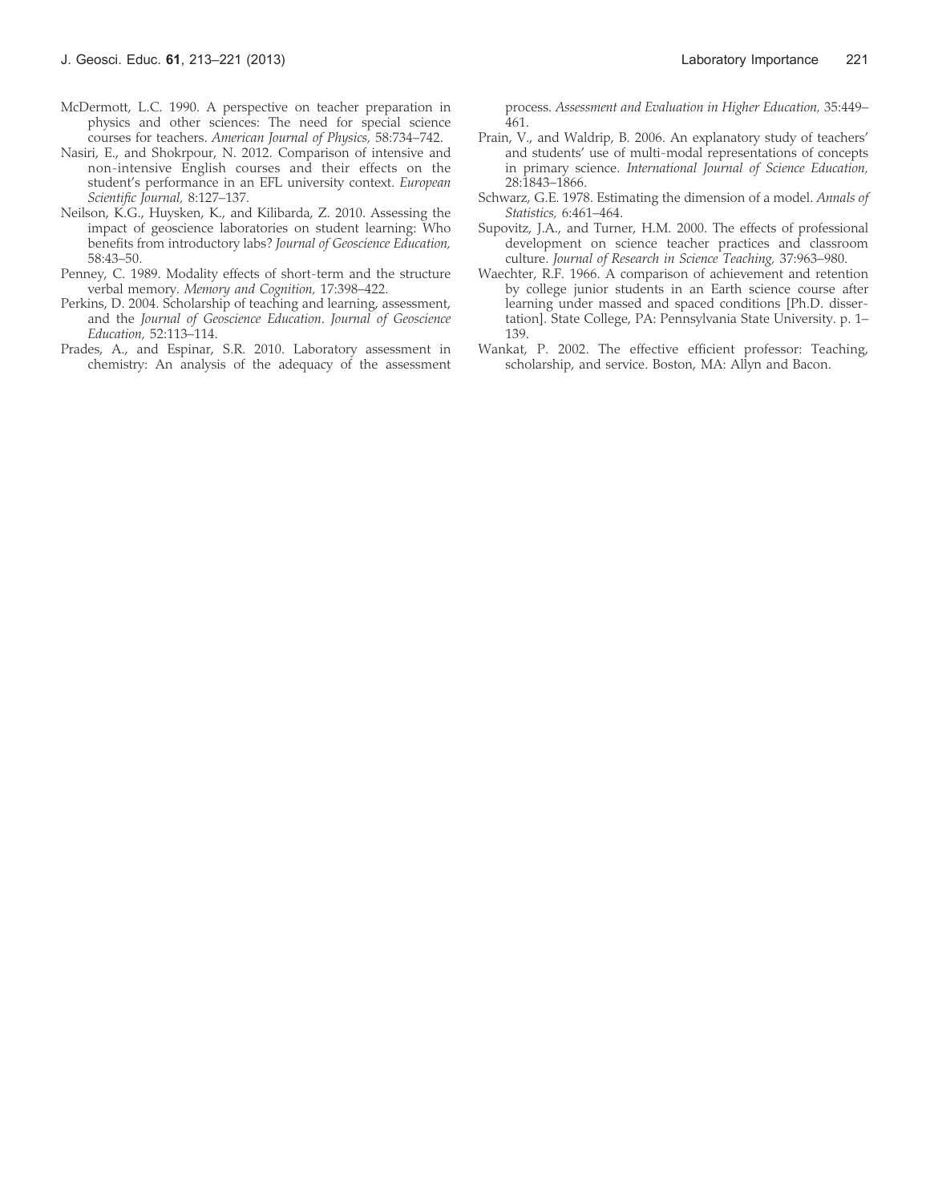McDermott, L.C. 1990. A perspective on teacher preparation in physics and other sciences: The need for special science courses for teachers. *American Journal of Physics,* 58:734–742.

Nasiri, E., and Shokrpour, N. 2012. Comparison of intensive and non-intensive English courses and their effects on the student's performance in an EFL university context. *European Scientific Journal,* 8:127–137.

Neilson, K.G., Huysken, K., and Kilibarda, Z. 2010. Assessing the impact of geoscience laboratories on student learning: Who benefits from introductory labs? *Journal of Geoscience Education,* 58:43–50.

Penney, C. 1989. Modality effects of short-term and the structure verbal memory. *Memory and Cognition,* 17:398–422.

Perkins, D. 2004. Scholarship of teaching and learning, assessment, and the *Journal of Geoscience Education*. *Journal of Geoscience Education,* 52:113–114.

Prades, A., and Espinar, S.R. 2010. Laboratory assessment in chemistry: An analysis of the adequacy of the assessment process. *Assessment and Evaluation in Higher Education,* 35:449–461.

Prain, V., and Waldrip, B. 2006. An explanatory study of teachers' and students' use of multi-modal representations of concepts in primary science. *International Journal of Science Education,* 28:1843–1866.

Schwarz, G.E. 1978. Estimating the dimension of a model. *Annals of Statistics,* 6:461–464.

Supovitz, J.A., and Turner, H.M. 2000. The effects of professional development on science teacher practices and classroom culture. *Journal of Research in Science Teaching,* 37:963–980.

Waechter, R.F. 1966. A comparison of achievement and retention by college junior students in an Earth science course after learning under massed and spaced conditions [Ph.D. dissertation]. State College, PA: Pennsylvania State University. p. 1–139.

Wankat, P. 2002. The effective efficient professor: Teaching, scholarship, and service. Boston, MA: Allyn and Bacon.